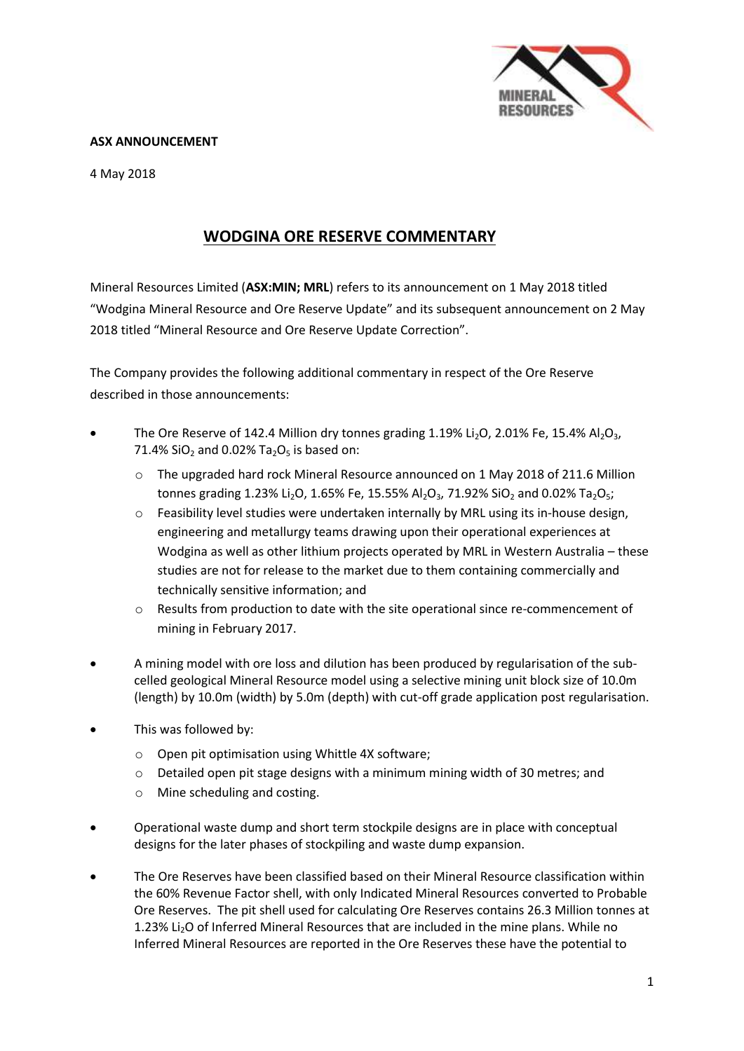**ASX ANNOUNCEMENT**

4 May 2018

# WODGINA ORE RESERVE COMMENTARY

Mineral Resources Limited (**ASX:MIN; MRL**) refers to its announcement on 1 May 2018 titled "Wodgina Mineral Resource and Ore Reserve Update" and its subsequent announcement on 2 May 2018 titled "Mineral Resource and Ore Reserve Update Correction".

The Company provides the following additional commentary in respect of the Ore Reserve described in those announcements:

- The Ore Reserve of 142.4 Million dry tonnes grading 1.19% $Li_2O$, 2.01% Fe, 15.4% $Al_2O_3$, 71.4% $SiO_2$ and 0.02% $Ta_2O_5$ is based on:
  - The upgraded hard rock Mineral Resource announced on 1 May 2018 of 211.6 Million tonnes grading 1.23% $Li_2O$, 1.65% Fe, 15.55% $Al_2O_3$, 71.92% $SiO_2$ and 0.02% $Ta_2O_5$;
  - Feasibility level studies were undertaken internally by MRL using its in-house design, engineering and metallurgy teams drawing upon their operational experiences at Wodgina as well as other lithium projects operated by MRL in Western Australia – these studies are not for release to the market due to them containing commercially and technically sensitive information; and
  - Results from production to date with the site operational since re-commencement of mining in February 2017.
- A mining model with ore loss and dilution has been produced by regularisation of the sub-celled geological Mineral Resource model using a selective mining unit block size of 10.0m (length) by 10.0m (width) by 5.0m (depth) with cut-off grade application post regularisation.
- This was followed by:
  - Open pit optimisation using Whittle 4X software;
  - Detailed open pit stage designs with a minimum mining width of 30 metres; and
  - Mine scheduling and costing.
- Operational waste dump and short term stockpile designs are in place with conceptual designs for the later phases of stockpiling and waste dump expansion.
- The Ore Reserves have been classified based on their Mineral Resource classification within the 60% Revenue Factor shell, with only Indicated Mineral Resources converted to Probable Ore Reserves. The pit shell used for calculating Ore Reserves contains 26.3 Million tonnes at 1.23% $Li_2O$ of Inferred Mineral Resources that are included in the mine plans. While no Inferred Mineral Resources are reported in the Ore Reserves these have the potential to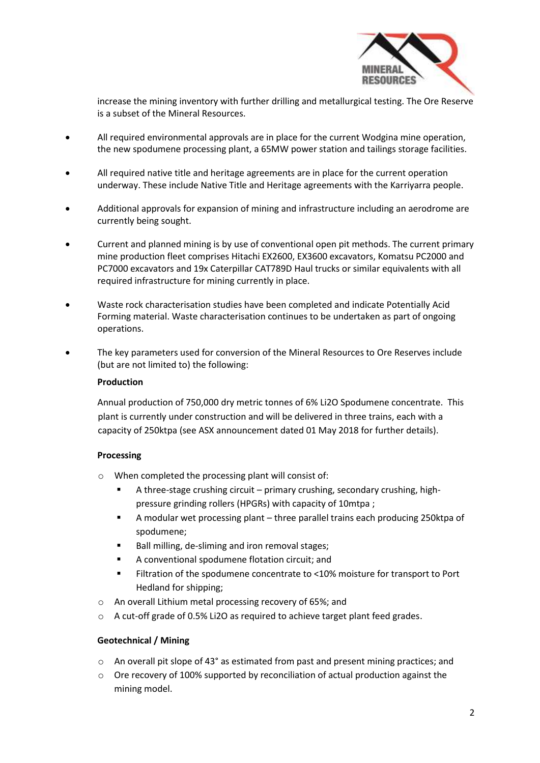increase the mining inventory with further drilling and metallurgical testing. The Ore Reserve is a subset of the Mineral Resources.

- All required environmental approvals are in place for the current Wodgina mine operation, the new spodumene processing plant, a 65MW power station and tailings storage facilities.
- All required native title and heritage agreements are in place for the current operation underway. These include Native Title and Heritage agreements with the Karriyarra people.
- Additional approvals for expansion of mining and infrastructure including an aerodrome are currently being sought.
- Current and planned mining is by use of conventional open pit methods. The current primary mine production fleet comprises Hitachi EX2600, EX3600 excavators, Komatsu PC2000 and PC7000 excavators and 19x Caterpillar CAT789D Haul trucks or similar equivalents with all required infrastructure for mining currently in place.
- Waste rock characterisation studies have been completed and indicate Potentially Acid Forming material. Waste characterisation continues to be undertaken as part of ongoing operations.
- The key parameters used for conversion of the Mineral Resources to Ore Reserves include (but are not limited to) the following:

**Production**

Annual production of 750,000 dry metric tonnes of 6% $Li_2O$ Spodumene concentrate. This plant is currently under construction and will be delivered in three trains, each with a capacity of 250ktpa (see ASX announcement dated 01 May 2018 for further details).

**Processing**

- When completed the processing plant will consist of:
  - A three-stage crushing circuit – primary crushing, secondary crushing, high-pressure grinding rollers (HPGRs) with capacity of 10mtpa ;
  - A modular wet processing plant – three parallel trains each producing 250ktpa of spodumene;
  - Ball milling, de-sliming and iron removal stages;
  - A conventional spodumene flotation circuit; and
  - Filtration of the spodumene concentrate to <10% moisture for transport to Port Hedland for shipping;
- An overall Lithium metal processing recovery of 65%; and
- A cut-off grade of 0.5% $Li_2O$ as required to achieve target plant feed grades.

**Geotechnical / Mining**

- An overall pit slope of 43° as estimated from past and present mining practices; and
- Ore recovery of 100% supported by reconciliation of actual production against the mining model.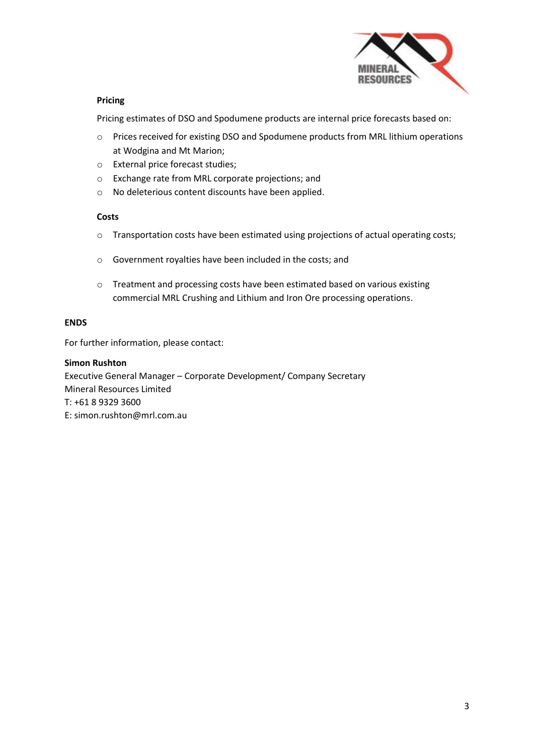**Pricing**

Pricing estimates of DSO and Spodumene products are internal price forecasts based on:

- Prices received for existing DSO and Spodumene products from MRL lithium operations at Wodgina and Mt Marion;
- External price forecast studies;
- Exchange rate from MRL corporate projections; and
- No deleterious content discounts have been applied.

**Costs**

- Transportation costs have been estimated using projections of actual operating costs;
- Government royalties have been included in the costs; and
- Treatment and processing costs have been estimated based on various existing commercial MRL Crushing and Lithium and Iron Ore processing operations.

**ENDS**

For further information, please contact:

**Simon Rushton**
Executive General Manager – Corporate Development/ Company Secretary
Mineral Resources Limited
T: +61 8 9329 3600
E: simon.rushton@mrl.com.au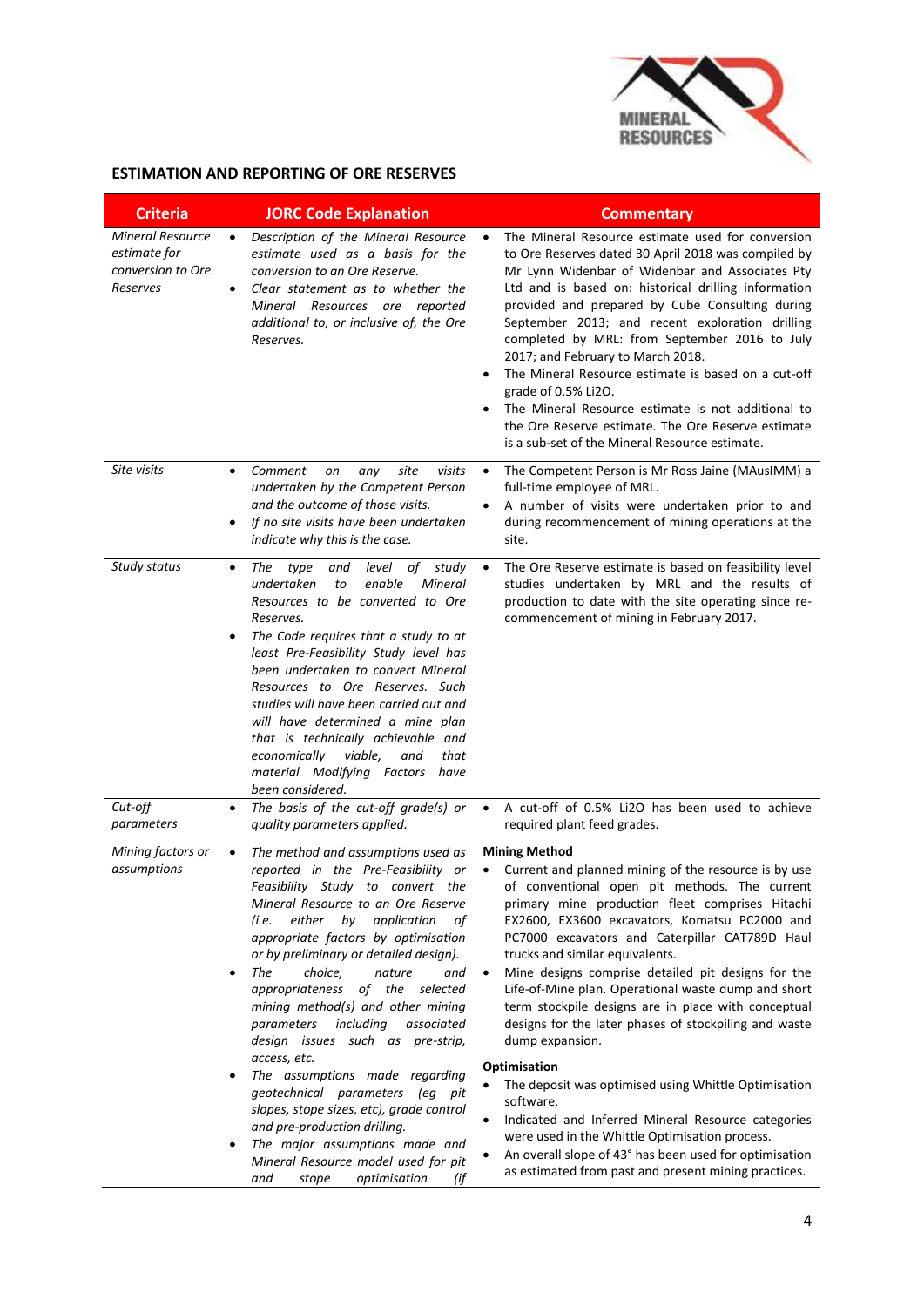## ESTIMATION AND REPORTING OF ORE RESERVES

| Criteria | JORC Code Explanation | Commentary |
|---|---|---|
| *Mineral Resource estimate for conversion to Ore Reserves* | • *Description of the Mineral Resource estimate used as a basis for the conversion to an Ore Reserve.*<br>• *Clear statement as to whether the Mineral Resources are reported additional to, or inclusive of, the Ore Reserves.* | • The Mineral Resource estimate used for conversion to Ore Reserves dated 30 April 2018 was compiled by Mr Lynn Widenbar of Widenbar and Associates Pty Ltd and is based on: historical drilling information provided and prepared by Cube Consulting during September 2013; and recent exploration drilling completed by MRL: from September 2016 to July 2017; and February to March 2018.<br>• The Mineral Resource estimate is based on a cut-off grade of 0.5% $Li_2O$.<br>• The Mineral Resource estimate is not additional to the Ore Reserve estimate. The Ore Reserve estimate is a sub-set of the Mineral Resource estimate. |
| *Site visits* | • *Comment on any site visits undertaken by the Competent Person and the outcome of those visits.*<br>• *If no site visits have been undertaken indicate why this is the case.* | • The Competent Person is Mr Ross Jaine (MAusIMM) a full-time employee of MRL.<br>• A number of visits were undertaken prior to and during recommencement of mining operations at the site. |
| *Study status* | • *The type and level of study undertaken to enable Mineral Resources to be converted to Ore Reserves.*<br>• *The Code requires that a study to at least Pre-Feasibility Study level has been undertaken to convert Mineral Resources to Ore Reserves. Such studies will have been carried out and will have determined a mine plan that is technically achievable and economically viable, and that material Modifying Factors have been considered.* | • The Ore Reserve estimate is based on feasibility level studies undertaken by MRL and the results of production to date with the site operating since re-commencement of mining in February 2017. |
| *Cut-off parameters* | • *The basis of the cut-off grade(s) or quality parameters applied.* | • A cut-off of 0.5% $Li_2O$ has been used to achieve required plant feed grades. |
| *Mining factors or assumptions* | • *The method and assumptions used as reported in the Pre-Feasibility or Feasibility Study to convert the Mineral Resource to an Ore Reserve (i.e. either by application of appropriate factors by optimisation or by preliminary or detailed design).*<br>• *The choice, nature and appropriateness of the selected mining method(s) and other mining parameters including associated design issues such as pre-strip, access, etc.*<br>• *The assumptions made regarding geotechnical parameters (eg pit slopes, stope sizes, etc), grade control and pre-production drilling.*<br>• *The major assumptions made and Mineral Resource model used for pit and stope optimisation (if* | **Mining Method**<br>• Current and planned mining of the resource is by use of conventional open pit methods. The current primary mine production fleet comprises Hitachi EX2600, EX3600 excavators, Komatsu PC2000 and PC7000 excavators and Caterpillar CAT789D Haul trucks and similar equivalents.<br>• Mine designs comprise detailed pit designs for the Life-of-Mine plan. Operational waste dump and short term stockpile designs are in place with conceptual designs for the later phases of stockpiling and waste dump expansion.<br>**Optimisation**<br>• The deposit was optimised using Whittle Optimisation software.<br>• Indicated and Inferred Mineral Resource categories were used in the Whittle Optimisation process.<br>• An overall slope of 43° has been used for optimisation as estimated from past and present mining practices. |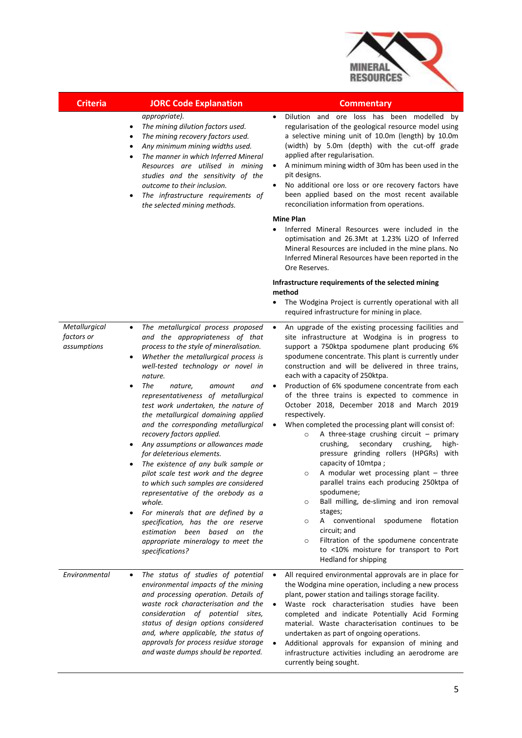| Criteria | JORC Code Explanation | Commentary |
|---|---|---|
| | *appropriate).*<br>• *The mining dilution factors used.*<br>• *The mining recovery factors used.*<br>• *Any minimum mining widths used.*<br>• *The manner in which Inferred Mineral Resources are utilised in mining studies and the sensitivity of the outcome to their inclusion.*<br>• *The infrastructure requirements of the selected mining methods.* | • Dilution and ore loss has been modelled by regularisation of the geological resource model using a selective mining unit of 10.0m (length) by 10.0m (width) by 5.0m (depth) with the cut-off grade applied after regularisation.<br>• A minimum mining width of 30m has been used in the pit designs.<br>• No additional ore loss or ore recovery factors have been applied based on the most recent available reconciliation information from operations.<br>**Mine Plan**<br>• Inferred Mineral Resources were included in the optimisation and 26.3Mt at 1.23% Li2O of Inferred Mineral Resources are included in the mine plans. No Inferred Mineral Resources have been reported in the Ore Reserves.<br>**Infrastructure requirements of the selected mining method**<br>• The Wodgina Project is currently operational with all required infrastructure for mining in place. |
| *Metallurgical factors or assumptions* | • *The metallurgical process proposed and the appropriateness of that process to the style of mineralisation.*<br>• *Whether the metallurgical process is well-tested technology or novel in nature.*<br>• *The nature, amount and representativeness of metallurgical test work undertaken, the nature of the metallurgical domaining applied and the corresponding metallurgical recovery factors applied.*<br>• *Any assumptions or allowances made for deleterious elements.*<br>• *The existence of any bulk sample or pilot scale test work and the degree to which such samples are considered representative of the orebody as a whole.*<br>• *For minerals that are defined by a specification, has the ore reserve estimation been based on the appropriate mineralogy to meet the specifications?* | • An upgrade of the existing processing facilities and site infrastructure at Wodgina is in progress to support a 750ktpa spodumene plant producing 6% spodumene concentrate. This plant is currently under construction and will be delivered in three trains, each with a capacity of 250ktpa.<br>• Production of 6% spodumene concentrate from each of the three trains is expected to commence in October 2018, December 2018 and March 2019 respectively.<br>• When completed the processing plant will consist of:<br>○ A three-stage crushing circuit – primary crushing, secondary crushing, high-pressure grinding rollers (HPGRs) with capacity of 10mtpa ;<br>○ A modular wet processing plant – three parallel trains each producing 250ktpa of spodumene;<br>○ Ball milling, de-sliming and iron removal stages;<br>○ A conventional spodumene flotation circuit; and<br>○ Filtration of the spodumene concentrate to <10% moisture for transport to Port Hedland for shipping |
| *Environmental* | • *The status of studies of potential environmental impacts of the mining and processing operation. Details of waste rock characterisation and the consideration of potential sites, status of design options considered and, where applicable, the status of approvals for process residue storage and waste dumps should be reported.* | • All required environmental approvals are in place for the Wodgina mine operation, including a new process plant, power station and tailings storage facility.<br>• Waste rock characterisation studies have been completed and indicate Potentially Acid Forming material. Waste characterisation continues to be undertaken as part of ongoing operations.<br>• Additional approvals for expansion of mining and infrastructure activities including an aerodrome are currently being sought. |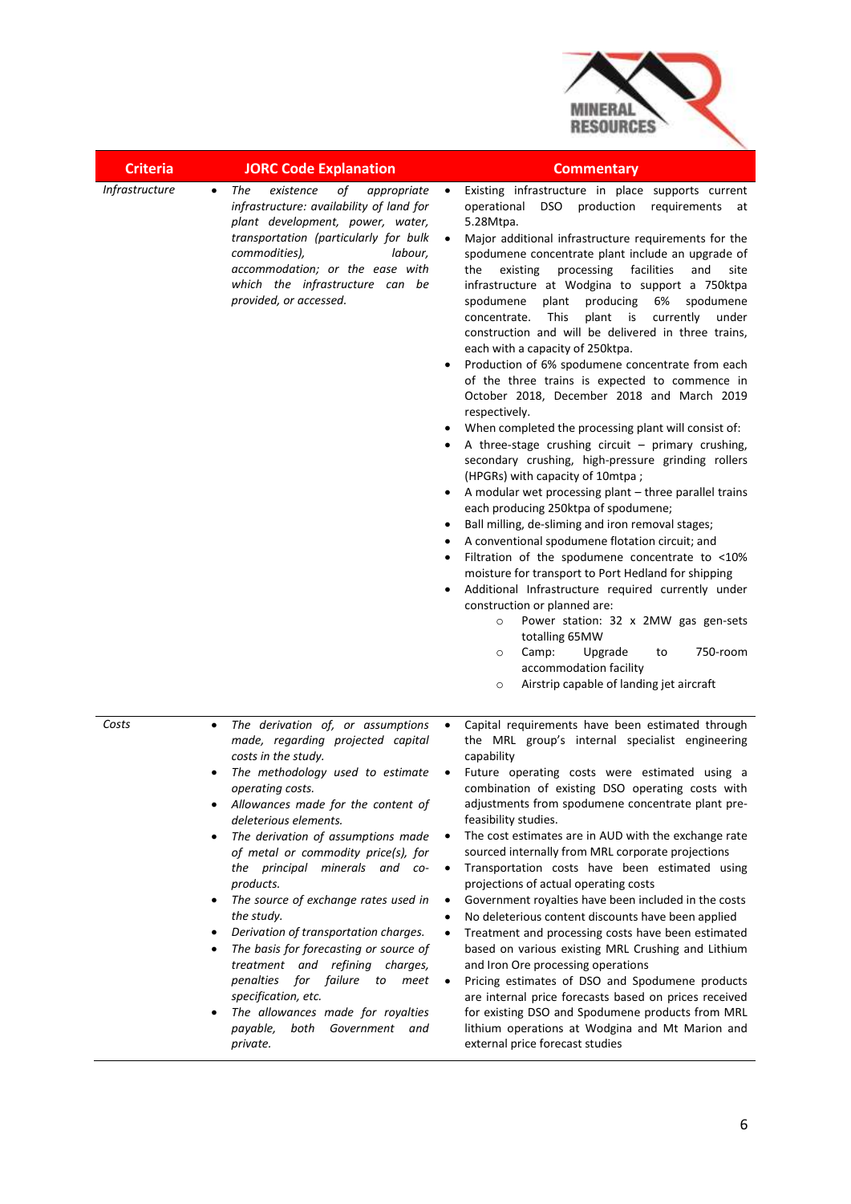| Criteria | JORC Code Explanation | Commentary |
|---|---|---|
| *Infrastructure* | • *The existence of appropriate infrastructure: availability of land for plant development, power, water, transportation (particularly for bulk commodities), labour, accommodation; or the ease with which the infrastructure can be provided, or accessed.* | • Existing infrastructure in place supports current operational DSO production requirements at 5.28Mtpa.<br>• Major additional infrastructure requirements for the spodumene concentrate plant include an upgrade of the existing processing facilities and site infrastructure at Wodgina to support a 750ktpa spodumene plant producing 6% spodumene concentrate. This plant is currently under construction and will be delivered in three trains, each with a capacity of 250ktpa.<br>• Production of 6% spodumene concentrate from each of the three trains is expected to commence in October 2018, December 2018 and March 2019 respectively.<br>• When completed the processing plant will consist of:<br>• A three-stage crushing circuit – primary crushing, secondary crushing, high-pressure grinding rollers (HPGRs) with capacity of 10mtpa ;<br>• A modular wet processing plant – three parallel trains each producing 250ktpa of spodumene;<br>• Ball milling, de-sliming and iron removal stages;<br>• A conventional spodumene flotation circuit; and<br>• Filtration of the spodumene concentrate to <10% moisture for transport to Port Hedland for shipping<br>• Additional Infrastructure required currently under construction or planned are:<br>&nbsp;&nbsp;&nbsp;&nbsp;○ Power station: 32 x 2MW gas gen-sets totalling 65MW<br>&nbsp;&nbsp;&nbsp;&nbsp;○ Camp: Upgrade to 750-room accommodation facility<br>&nbsp;&nbsp;&nbsp;&nbsp;○ Airstrip capable of landing jet aircraft |
| *Costs* | • *The derivation of, or assumptions made, regarding projected capital costs in the study.*<br>• *The methodology used to estimate operating costs.*<br>• *Allowances made for the content of deleterious elements.*<br>• *The derivation of assumptions made of metal or commodity price(s), for the principal minerals and co-products.*<br>• *The source of exchange rates used in the study.*<br>• *Derivation of transportation charges.*<br>• *The basis for forecasting or source of treatment and refining charges, penalties for failure to meet specification, etc.*<br>• *The allowances made for royalties payable, both Government and private.* | • Capital requirements have been estimated through the MRL group's internal specialist engineering capability<br>• Future operating costs were estimated using a combination of existing DSO operating costs with adjustments from spodumene concentrate plant pre-feasibility studies.<br>• The cost estimates are in AUD with the exchange rate sourced internally from MRL corporate projections<br>• Transportation costs have been estimated using projections of actual operating costs<br>• Government royalties have been included in the costs<br>• No deleterious content discounts have been applied<br>• Treatment and processing costs have been estimated based on various existing MRL Crushing and Lithium and Iron Ore processing operations<br>• Pricing estimates of DSO and Spodumene products are internal price forecasts based on prices received for existing DSO and Spodumene products from MRL lithium operations at Wodgina and Mt Marion and external price forecast studies |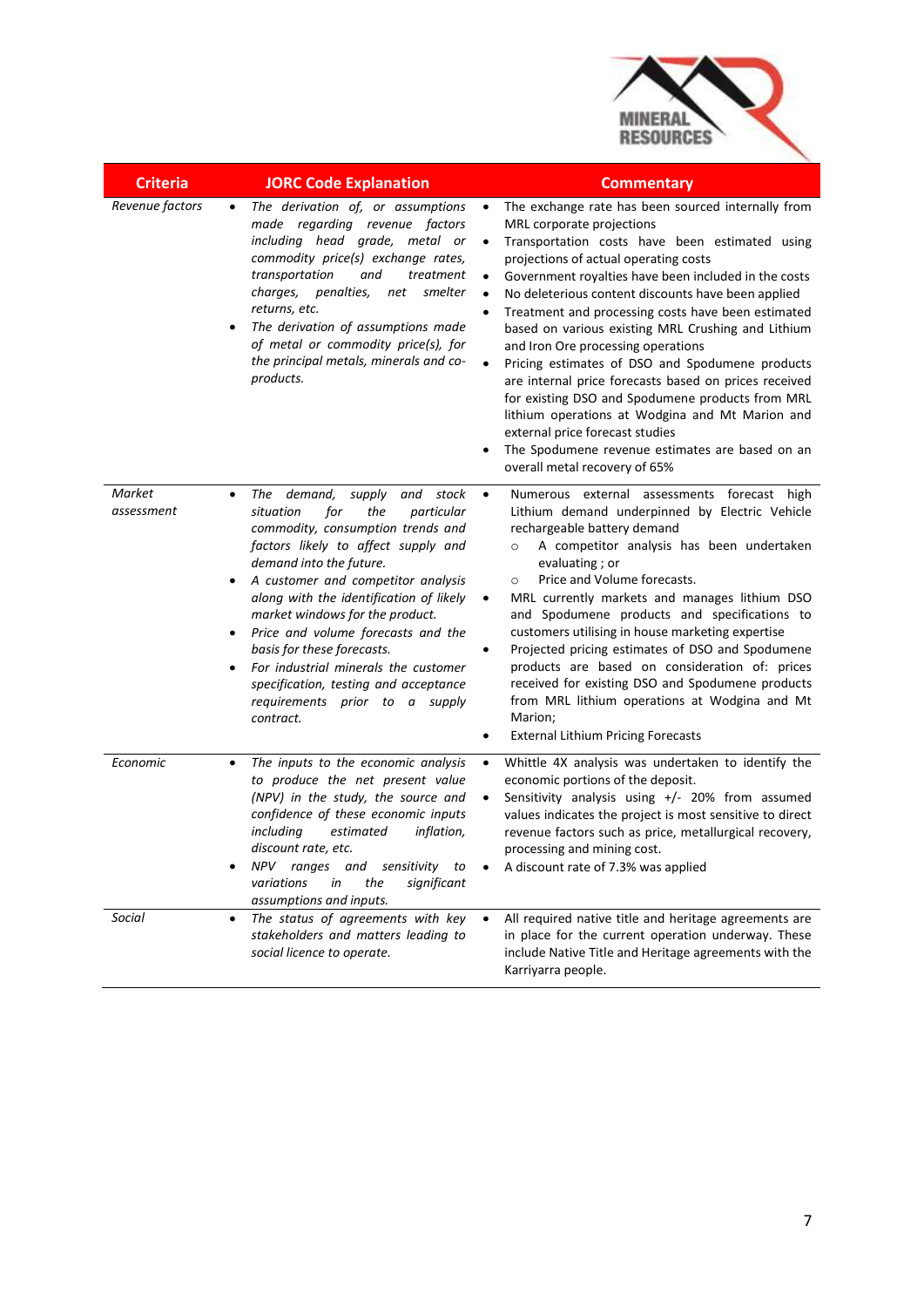| Criteria | JORC Code Explanation | Commentary |
|---|---|---|
| *Revenue factors* | • *The derivation of, or assumptions made regarding revenue factors including head grade, metal or commodity price(s) exchange rates, transportation and treatment charges, penalties, net smelter returns, etc.*<br>• *The derivation of assumptions made of metal or commodity price(s), for the principal metals, minerals and co-products.* | • The exchange rate has been sourced internally from MRL corporate projections<br>• Transportation costs have been estimated using projections of actual operating costs<br>• Government royalties have been included in the costs<br>• No deleterious content discounts have been applied<br>• Treatment and processing costs have been estimated based on various existing MRL Crushing and Lithium and Iron Ore processing operations<br>• Pricing estimates of DSO and Spodumene products are internal price forecasts based on prices received for existing DSO and Spodumene products from MRL lithium operations at Wodgina and Mt Marion and external price forecast studies<br>• The Spodumene revenue estimates are based on an overall metal recovery of 65% |
| *Market assessment* | • *The demand, supply and stock situation for the particular commodity, consumption trends and factors likely to affect supply and demand into the future.*<br>• *A customer and competitor analysis along with the identification of likely market windows for the product.*<br>• *Price and volume forecasts and the basis for these forecasts.*<br>• *For industrial minerals the customer specification, testing and acceptance requirements prior to a supply contract.* | • Numerous external assessments forecast high Lithium demand underpinned by Electric Vehicle rechargeable battery demand<br>  ○ A competitor analysis has been undertaken evaluating ; or<br>  ○ Price and Volume forecasts.<br>• MRL currently markets and manages lithium DSO and Spodumene products and specifications to customers utilising in house marketing expertise<br>• Projected pricing estimates of DSO and Spodumene products are based on consideration of: prices received for existing DSO and Spodumene products from MRL lithium operations at Wodgina and Mt Marion;<br>• External Lithium Pricing Forecasts |
| *Economic* | • *The inputs to the economic analysis to produce the net present value (NPV) in the study, the source and confidence of these economic inputs including estimated inflation, discount rate, etc.*<br>• *NPV ranges and sensitivity to variations in the significant assumptions and inputs.* | • Whittle 4X analysis was undertaken to identify the economic portions of the deposit.<br>• Sensitivity analysis using +/- 20% from assumed values indicates the project is most sensitive to direct revenue factors such as price, metallurgical recovery, processing and mining cost.<br>• A discount rate of 7.3% was applied |
| *Social* | • *The status of agreements with key stakeholders and matters leading to social licence to operate.* | • All required native title and heritage agreements are in place for the current operation underway. These include Native Title and Heritage agreements with the Karriyarra people. |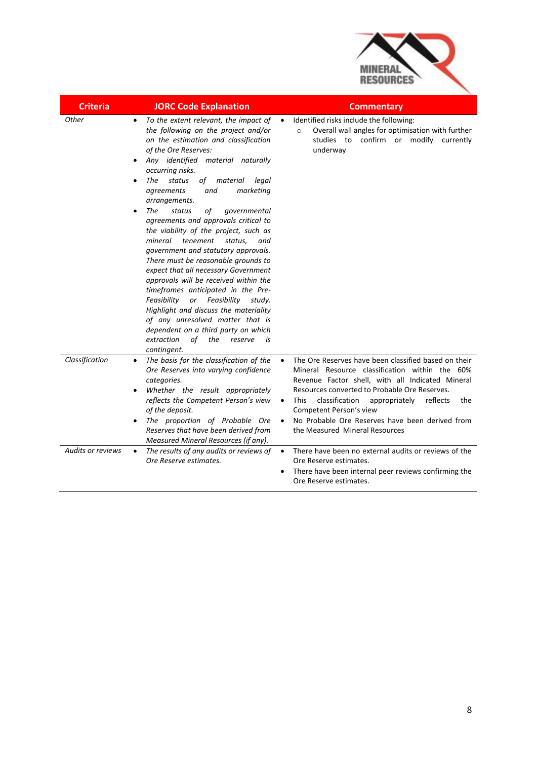| Criteria | JORC Code Explanation | Commentary |
|---|---|---|
| *Other* | • *To the extent relevant, the impact of the following on the project and/or on the estimation and classification of the Ore Reserves:*<br>• *Any identified material naturally occurring risks.*<br>• *The status of material legal agreements and marketing arrangements.*<br>• *The status of governmental agreements and approvals critical to the viability of the project, such as mineral tenement status, and government and statutory approvals. There must be reasonable grounds to expect that all necessary Government approvals will be received within the timeframes anticipated in the Pre-Feasibility or Feasibility study. Highlight and discuss the materiality of any unresolved matter that is dependent on a third party on which extraction of the reserve is contingent.* | • Identified risks include the following:<br>&nbsp;&nbsp;○ Overall wall angles for optimisation with further studies to confirm or modify currently underway |
| *Classification* | • *The basis for the classification of the Ore Reserves into varying confidence categories.*<br>• *Whether the result appropriately reflects the Competent Person's view of the deposit.*<br>• *The proportion of Probable Ore Reserves that have been derived from Measured Mineral Resources (if any).* | • The Ore Reserves have been classified based on their Mineral Resource classification within the 60% Revenue Factor shell, with all Indicated Mineral Resources converted to Probable Ore Reserves.<br>• This classification appropriately reflects the Competent Person's view<br>• No Probable Ore Reserves have been derived from the Measured Mineral Resources |
| *Audits or reviews* | • *The results of any audits or reviews of Ore Reserve estimates.* | • There have been no external audits or reviews of the Ore Reserve estimates.<br>• There have been internal peer reviews confirming the Ore Reserve estimates. |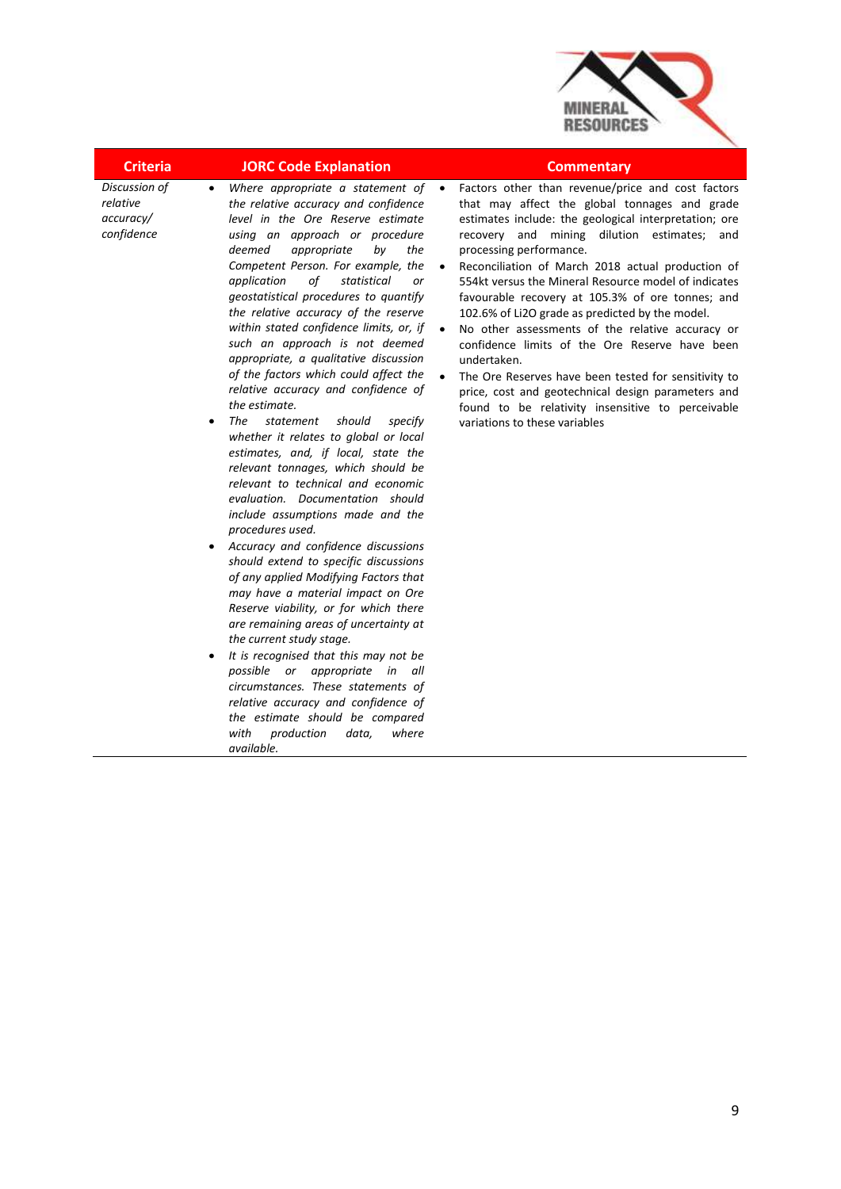| Criteria | JORC Code Explanation | Commentary |
|---|---|---|
| *Discussion of relative accuracy/ confidence* | • *Where appropriate a statement of the relative accuracy and confidence level in the Ore Reserve estimate using an approach or procedure deemed appropriate by the Competent Person. For example, the application of statistical or geostatistical procedures to quantify the relative accuracy of the reserve within stated confidence limits, or, if such an approach is not deemed appropriate, a qualitative discussion of the factors which could affect the relative accuracy and confidence of the estimate.*<br>• *The statement should specify whether it relates to global or local estimates, and, if local, state the relevant tonnages, which should be relevant to technical and economic evaluation. Documentation should include assumptions made and the procedures used.*<br>• *Accuracy and confidence discussions should extend to specific discussions of any applied Modifying Factors that may have a material impact on Ore Reserve viability, or for which there are remaining areas of uncertainty at the current study stage.*<br>• *It is recognised that this may not be possible or appropriate in all circumstances. These statements of relative accuracy and confidence of the estimate should be compared with production data, where available.* | • Factors other than revenue/price and cost factors that may affect the global tonnages and grade estimates include: the geological interpretation; ore recovery and mining dilution estimates; and processing performance.<br>• Reconciliation of March 2018 actual production of 554kt versus the Mineral Resource model of indicates favourable recovery at 105.3% of ore tonnes; and 102.6% of $Li_2O$ grade as predicted by the model.<br>• No other assessments of the relative accuracy or confidence limits of the Ore Reserve have been undertaken.<br>• The Ore Reserves have been tested for sensitivity to price, cost and geotechnical design parameters and found to be relativity insensitive to perceivable variations to these variables |